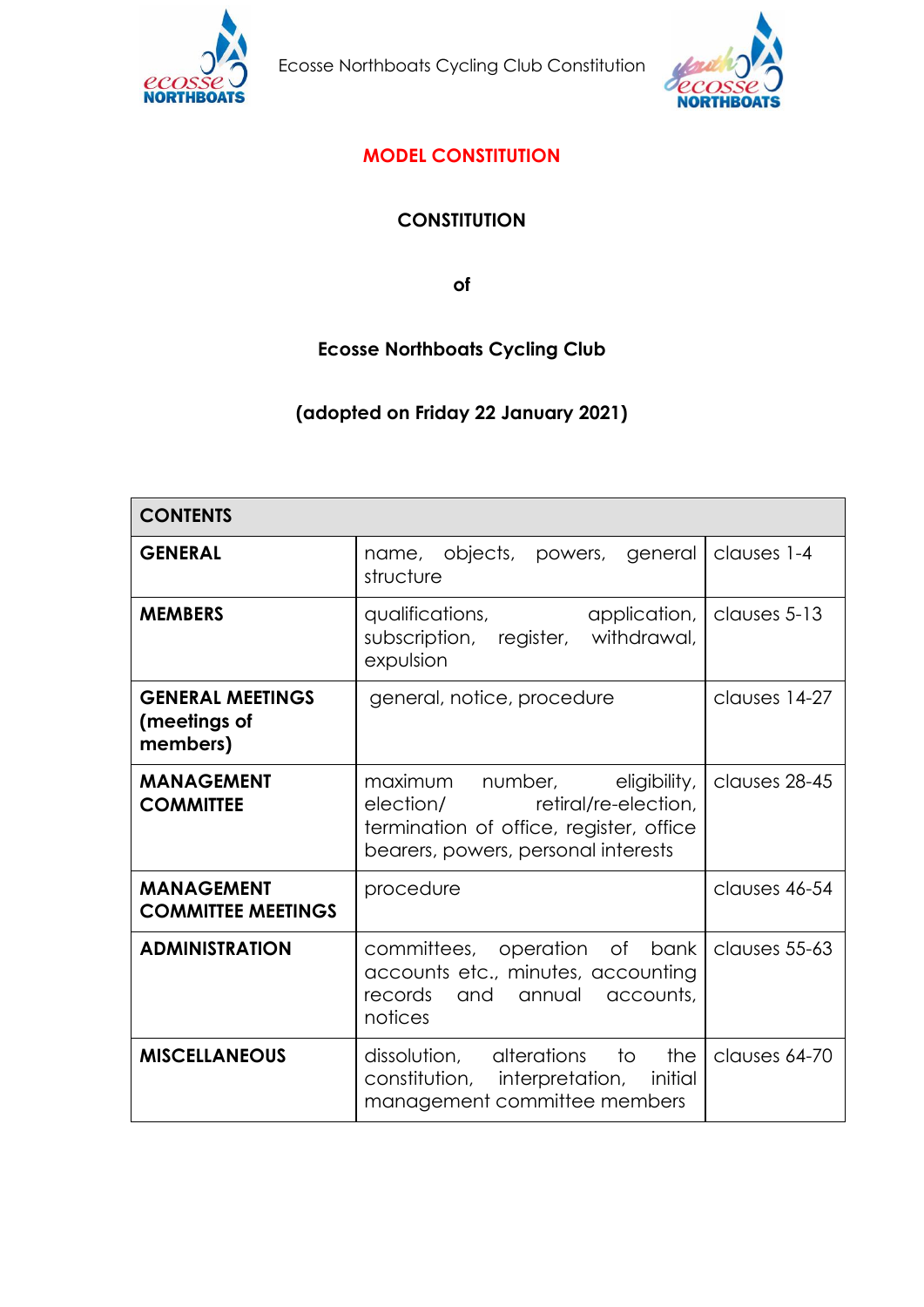# MODEL CONSTITUTION

## CONSTITUTION

**of**

## Ecosse Northboats Cycling Club

**(adopted on Friday 22 January 2021)**

| CONTENTS | | |
|---|---|---|
| **GENERAL** | name, objects, powers, general structure | clauses 1-4 |
| **MEMBERS** | qualifications, application, subscription, register, withdrawal, expulsion | clauses 5-13 |
| **GENERAL MEETINGS (meetings of members)** | general, notice, procedure | clauses 14-27 |
| **MANAGEMENT COMMITTEE** | maximum number, eligibility, election/ retiral/re-election, termination of office, register, office bearers, powers, personal interests | clauses 28-45 |
| **MANAGEMENT COMMITTEE MEETINGS** | procedure | clauses 46-54 |
| **ADMINISTRATION** | committees, operation of bank accounts etc., minutes, accounting records and annual accounts, notices | clauses 55-63 |
| **MISCELLANEOUS** | dissolution, alterations to the constitution, interpretation, initial management committee members | clauses 64-70 |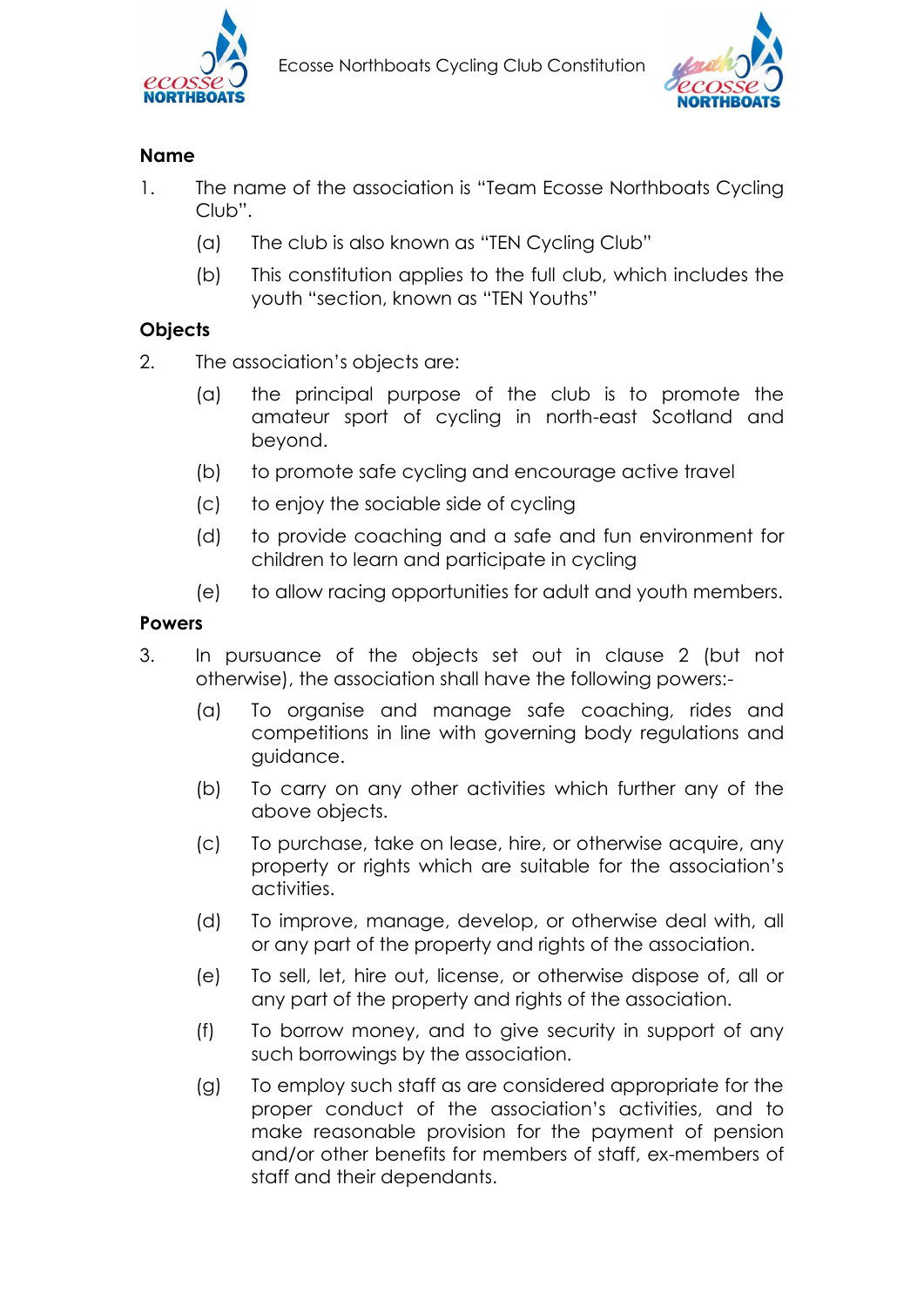## Name

1. The name of the association is "Team Ecosse Northboats Cycling Club".
   (a) The club is also known as "TEN Cycling Club"
   (b) This constitution applies to the full club, which includes the youth "section, known as "TEN Youths"

## Objects

2. The association's objects are:
   (a) the principal purpose of the club is to promote the amateur sport of cycling in north-east Scotland and beyond.
   (b) to promote safe cycling and encourage active travel
   (c) to enjoy the sociable side of cycling
   (d) to provide coaching and a safe and fun environment for children to learn and participate in cycling
   (e) to allow racing opportunities for adult and youth members.

## Powers

3. In pursuance of the objects set out in clause 2 (but not otherwise), the association shall have the following powers:-
   (a) To organise and manage safe coaching, rides and competitions in line with governing body regulations and guidance.
   (b) To carry on any other activities which further any of the above objects.
   (c) To purchase, take on lease, hire, or otherwise acquire, any property or rights which are suitable for the association's activities.
   (d) To improve, manage, develop, or otherwise deal with, all or any part of the property and rights of the association.
   (e) To sell, let, hire out, license, or otherwise dispose of, all or any part of the property and rights of the association.
   (f) To borrow money, and to give security in support of any such borrowings by the association.
   (g) To employ such staff as are considered appropriate for the proper conduct of the association's activities, and to make reasonable provision for the payment of pension and/or other benefits for members of staff, ex-members of staff and their dependants.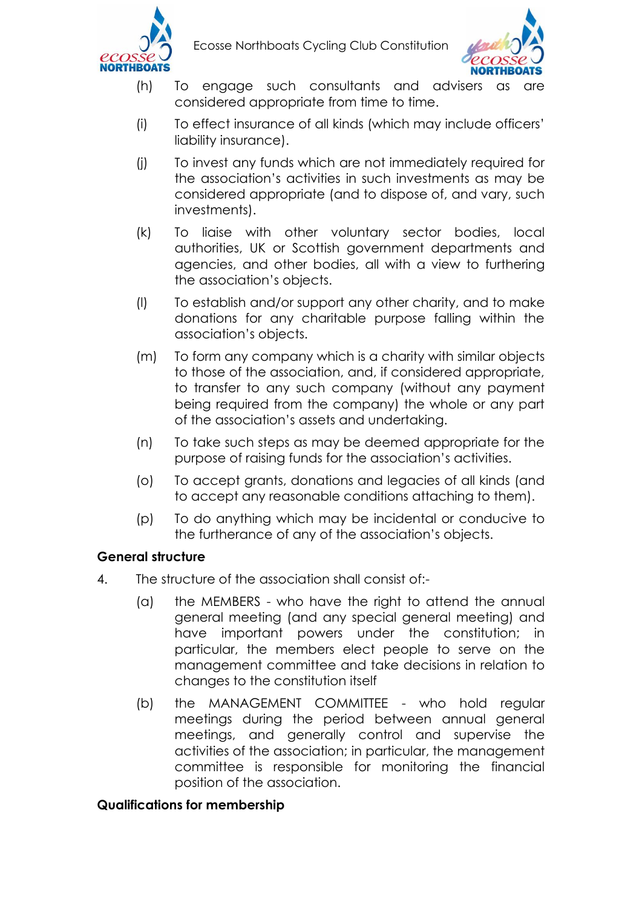(h) To engage such consultants and advisers as are considered appropriate from time to time.

(i) To effect insurance of all kinds (which may include officers' liability insurance).

(j) To invest any funds which are not immediately required for the association's activities in such investments as may be considered appropriate (and to dispose of, and vary, such investments).

(k) To liaise with other voluntary sector bodies, local authorities, UK or Scottish government departments and agencies, and other bodies, all with a view to furthering the association's objects.

(l) To establish and/or support any other charity, and to make donations for any charitable purpose falling within the association's objects.

(m) To form any company which is a charity with similar objects to those of the association, and, if considered appropriate, to transfer to any such company (without any payment being required from the company) the whole or any part of the association's assets and undertaking.

(n) To take such steps as may be deemed appropriate for the purpose of raising funds for the association's activities.

(o) To accept grants, donations and legacies of all kinds (and to accept any reasonable conditions attaching to them).

(p) To do anything which may be incidental or conducive to the furtherance of any of the association's objects.

**General structure**

4. The structure of the association shall consist of:-

   (a) the MEMBERS - who have the right to attend the annual general meeting (and any special general meeting) and have important powers under the constitution; in particular, the members elect people to serve on the management committee and take decisions in relation to changes to the constitution itself

   (b) the MANAGEMENT COMMITTEE - who hold regular meetings during the period between annual general meetings, and generally control and supervise the activities of the association; in particular, the management committee is responsible for monitoring the financial position of the association.

**Qualifications for membership**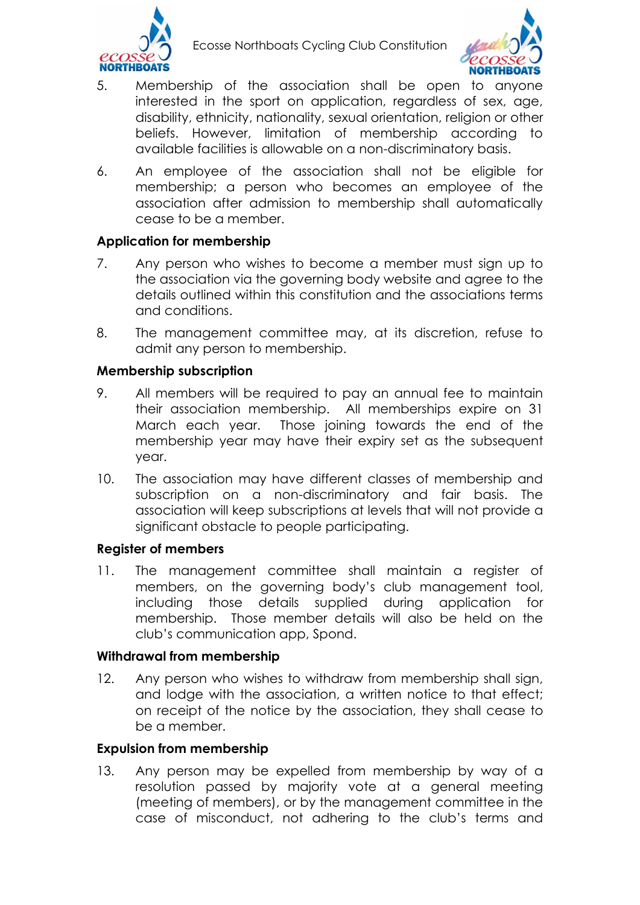5. Membership of the association shall be open to anyone interested in the sport on application, regardless of sex, age, disability, ethnicity, nationality, sexual orientation, religion or other beliefs. However, limitation of membership according to available facilities is allowable on a non-discriminatory basis.

6. An employee of the association shall not be eligible for membership; a person who becomes an employee of the association after admission to membership shall automatically cease to be a member.

### Application for membership

7. Any person who wishes to become a member must sign up to the association via the governing body website and agree to the details outlined within this constitution and the associations terms and conditions.

8. The management committee may, at its discretion, refuse to admit any person to membership.

### Membership subscription

9. All members will be required to pay an annual fee to maintain their association membership. All memberships expire on 31 March each year. Those joining towards the end of the membership year may have their expiry set as the subsequent year.

10. The association may have different classes of membership and subscription on a non-discriminatory and fair basis. The association will keep subscriptions at levels that will not provide a significant obstacle to people participating.

### Register of members

11. The management committee shall maintain a register of members, on the governing body's club management tool, including those details supplied during application for membership. Those member details will also be held on the club's communication app, Spond.

### Withdrawal from membership

12. Any person who wishes to withdraw from membership shall sign, and lodge with the association, a written notice to that effect; on receipt of the notice by the association, they shall cease to be a member.

### Expulsion from membership

13. Any person may be expelled from membership by way of a resolution passed by majority vote at a general meeting (meeting of members), or by the management committee in the case of misconduct, not adhering to the club's terms and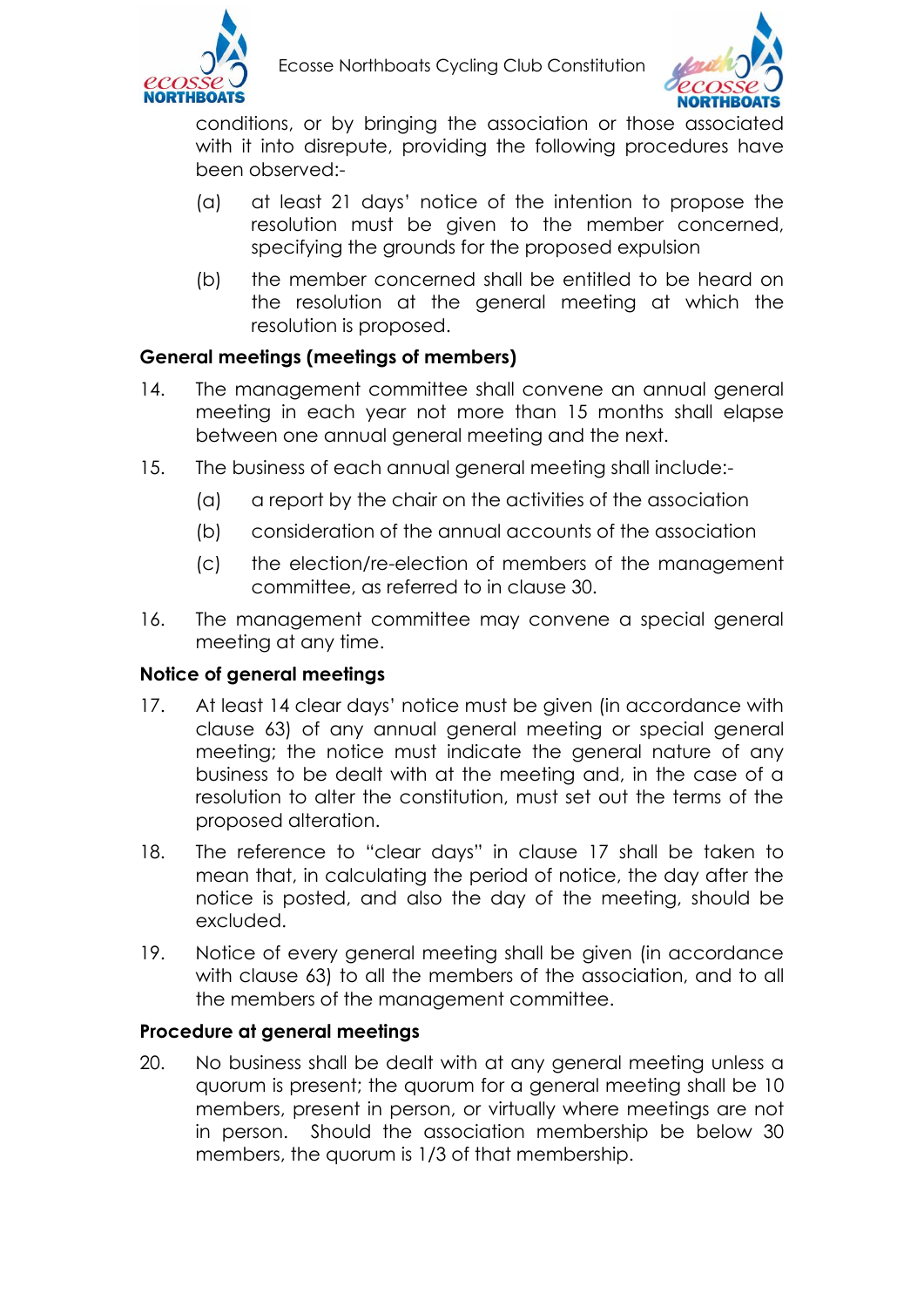conditions, or by bringing the association or those associated with it into disrepute, providing the following procedures have been observed:-

(a) at least 21 days' notice of the intention to propose the resolution must be given to the member concerned, specifying the grounds for the proposed expulsion

(b) the member concerned shall be entitled to be heard on the resolution at the general meeting at which the resolution is proposed.

**General meetings (meetings of members)**

14. The management committee shall convene an annual general meeting in each year not more than 15 months shall elapse between one annual general meeting and the next.

15. The business of each annual general meeting shall include:-

    (a) a report by the chair on the activities of the association

    (b) consideration of the annual accounts of the association

    (c) the election/re-election of members of the management committee, as referred to in clause 30.

16. The management committee may convene a special general meeting at any time.

**Notice of general meetings**

17. At least 14 clear days' notice must be given (in accordance with clause 63) of any annual general meeting or special general meeting; the notice must indicate the general nature of any business to be dealt with at the meeting and, in the case of a resolution to alter the constitution, must set out the terms of the proposed alteration.

18. The reference to "clear days" in clause 17 shall be taken to mean that, in calculating the period of notice, the day after the notice is posted, and also the day of the meeting, should be excluded.

19. Notice of every general meeting shall be given (in accordance with clause 63) to all the members of the association, and to all the members of the management committee.

**Procedure at general meetings**

20. No business shall be dealt with at any general meeting unless a quorum is present; the quorum for a general meeting shall be 10 members, present in person, or virtually where meetings are not in person. Should the association membership be below 30 members, the quorum is 1/3 of that membership.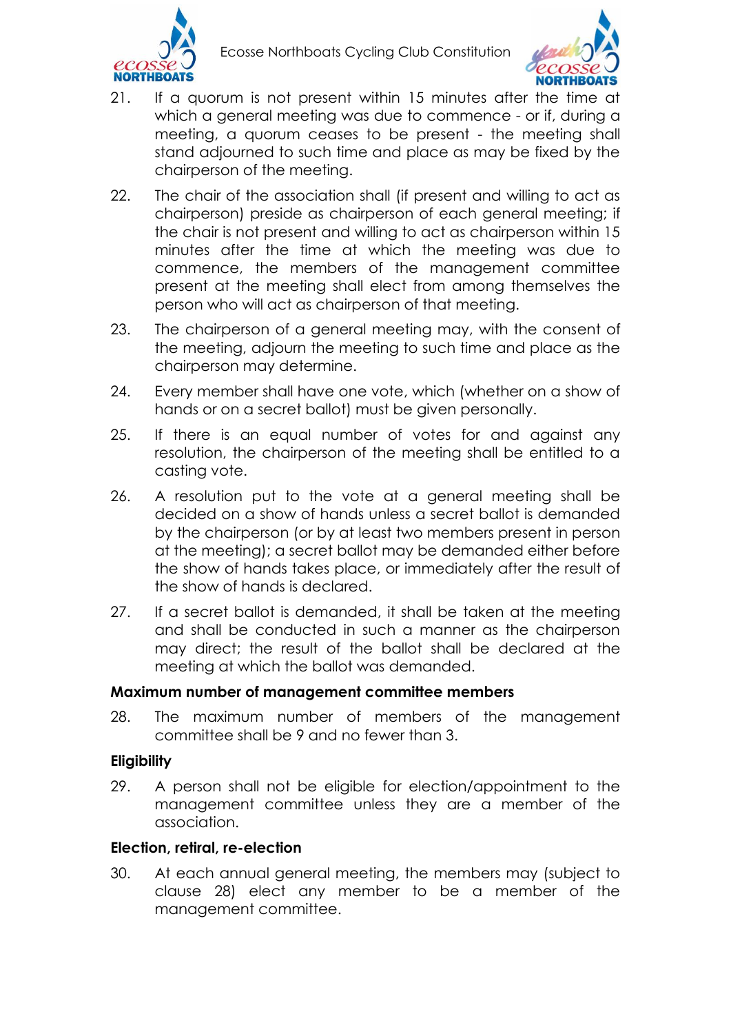21. If a quorum is not present within 15 minutes after the time at which a general meeting was due to commence - or if, during a meeting, a quorum ceases to be present - the meeting shall stand adjourned to such time and place as may be fixed by the chairperson of the meeting.

22. The chair of the association shall (if present and willing to act as chairperson) preside as chairperson of each general meeting; if the chair is not present and willing to act as chairperson within 15 minutes after the time at which the meeting was due to commence, the members of the management committee present at the meeting shall elect from among themselves the person who will act as chairperson of that meeting.

23. The chairperson of a general meeting may, with the consent of the meeting, adjourn the meeting to such time and place as the chairperson may determine.

24. Every member shall have one vote, which (whether on a show of hands or on a secret ballot) must be given personally.

25. If there is an equal number of votes for and against any resolution, the chairperson of the meeting shall be entitled to a casting vote.

26. A resolution put to the vote at a general meeting shall be decided on a show of hands unless a secret ballot is demanded by the chairperson (or by at least two members present in person at the meeting); a secret ballot may be demanded either before the show of hands takes place, or immediately after the result of the show of hands is declared.

27. If a secret ballot is demanded, it shall be taken at the meeting and shall be conducted in such a manner as the chairperson may direct; the result of the ballot shall be declared at the meeting at which the ballot was demanded.

**Maximum number of management committee members**

28. The maximum number of members of the management committee shall be 9 and no fewer than 3.

**Eligibility**

29. A person shall not be eligible for election/appointment to the management committee unless they are a member of the association.

**Election, retiral, re-election**

30. At each annual general meeting, the members may (subject to clause 28) elect any member to be a member of the management committee.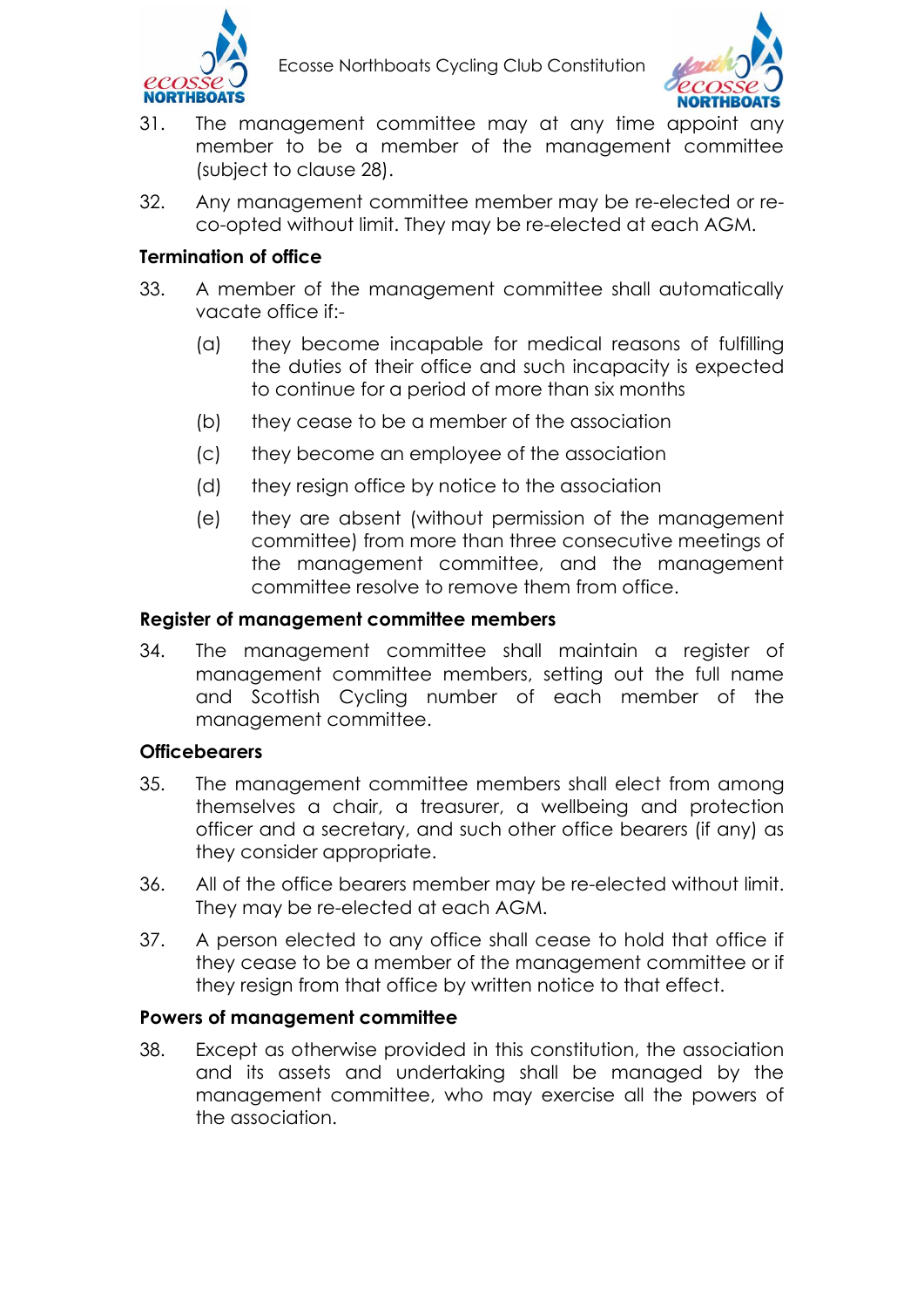31. The management committee may at any time appoint any member to be a member of the management committee (subject to clause 28).

32. Any management committee member may be re-elected or re-co-opted without limit. They may be re-elected at each AGM.

**Termination of office**

33. A member of the management committee shall automatically vacate office if:-

    (a) they become incapable for medical reasons of fulfilling the duties of their office and such incapacity is expected to continue for a period of more than six months

    (b) they cease to be a member of the association

    (c) they become an employee of the association

    (d) they resign office by notice to the association

    (e) they are absent (without permission of the management committee) from more than three consecutive meetings of the management committee, and the management committee resolve to remove them from office.

**Register of management committee members**

34. The management committee shall maintain a register of management committee members, setting out the full name and Scottish Cycling number of each member of the management committee.

**Officebearers**

35. The management committee members shall elect from among themselves a chair, a treasurer, a wellbeing and protection officer and a secretary, and such other office bearers (if any) as they consider appropriate.

36. All of the office bearers member may be re-elected without limit. They may be re-elected at each AGM.

37. A person elected to any office shall cease to hold that office if they cease to be a member of the management committee or if they resign from that office by written notice to that effect.

**Powers of management committee**

38. Except as otherwise provided in this constitution, the association and its assets and undertaking shall be managed by the management committee, who may exercise all the powers of the association.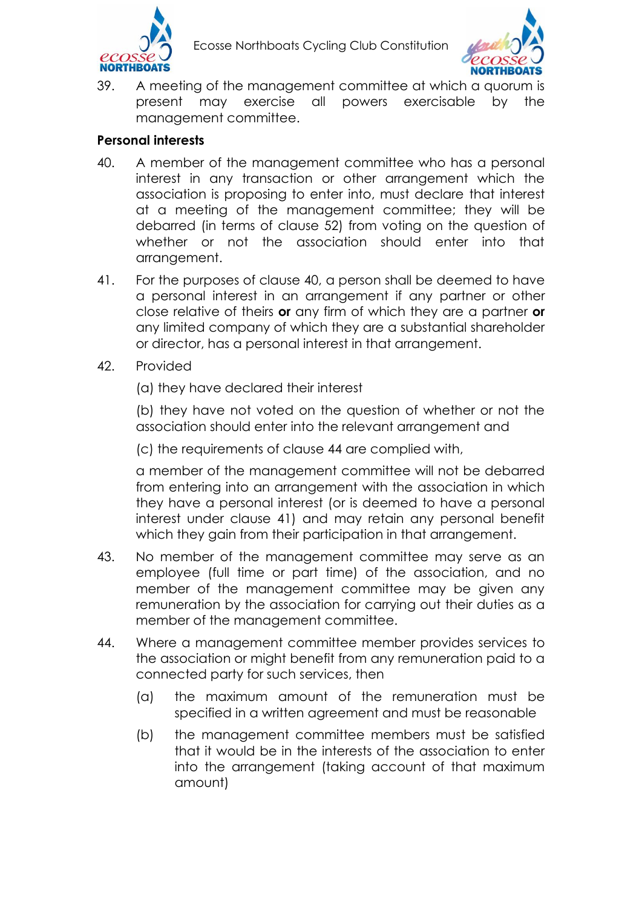39. A meeting of the management committee at which a quorum is present may exercise all powers exercisable by the management committee.

**Personal interests**

40. A member of the management committee who has a personal interest in any transaction or other arrangement which the association is proposing to enter into, must declare that interest at a meeting of the management committee; they will be debarred (in terms of clause 52) from voting on the question of whether or not the association should enter into that arrangement.

41. For the purposes of clause 40, a person shall be deemed to have a personal interest in an arrangement if any partner or other close relative of theirs **or** any firm of which they are a partner **or** any limited company of which they are a substantial shareholder or director, has a personal interest in that arrangement.

42. Provided

    (a) they have declared their interest

    (b) they have not voted on the question of whether or not the association should enter into the relevant arrangement and

    (c) the requirements of clause 44 are complied with,

    a member of the management committee will not be debarred from entering into an arrangement with the association in which they have a personal interest (or is deemed to have a personal interest under clause 41) and may retain any personal benefit which they gain from their participation in that arrangement.

43. No member of the management committee may serve as an employee (full time or part time) of the association, and no member of the management committee may be given any remuneration by the association for carrying out their duties as a member of the management committee.

44. Where a management committee member provides services to the association or might benefit from any remuneration paid to a connected party for such services, then

    (a) the maximum amount of the remuneration must be specified in a written agreement and must be reasonable

    (b) the management committee members must be satisfied that it would be in the interests of the association to enter into the arrangement (taking account of that maximum amount)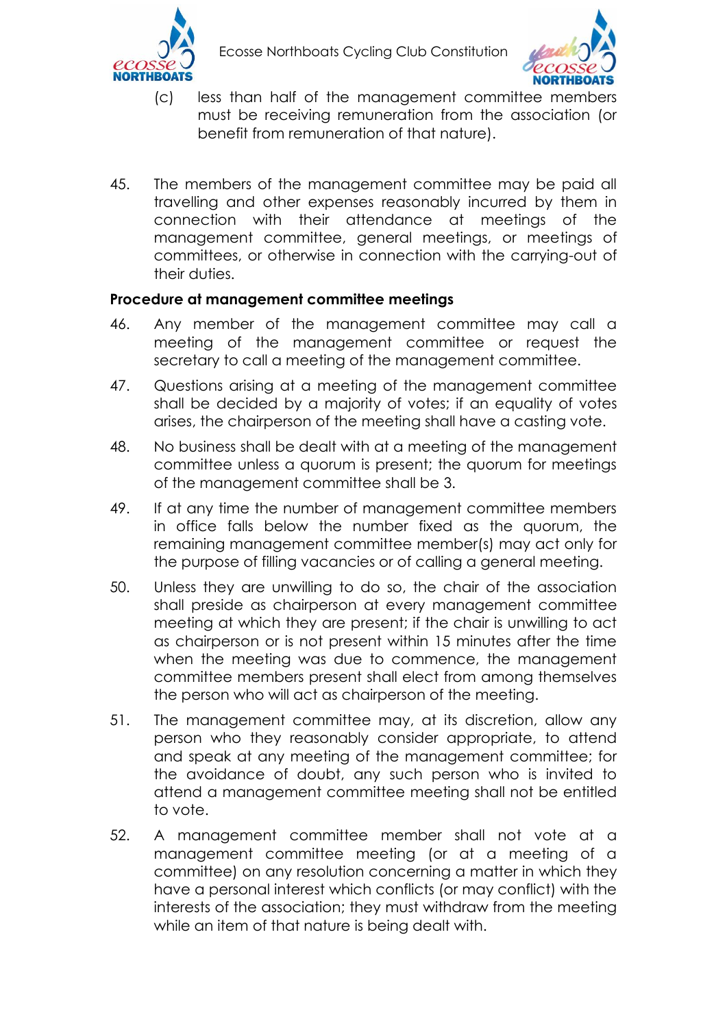(c) less than half of the management committee members must be receiving remuneration from the association (or benefit from remuneration of that nature).

45. The members of the management committee may be paid all travelling and other expenses reasonably incurred by them in connection with their attendance at meetings of the management committee, general meetings, or meetings of committees, or otherwise in connection with the carrying-out of their duties.

**Procedure at management committee meetings**

46. Any member of the management committee may call a meeting of the management committee or request the secretary to call a meeting of the management committee.

47. Questions arising at a meeting of the management committee shall be decided by a majority of votes; if an equality of votes arises, the chairperson of the meeting shall have a casting vote.

48. No business shall be dealt with at a meeting of the management committee unless a quorum is present; the quorum for meetings of the management committee shall be 3.

49. If at any time the number of management committee members in office falls below the number fixed as the quorum, the remaining management committee member(s) may act only for the purpose of filling vacancies or of calling a general meeting.

50. Unless they are unwilling to do so, the chair of the association shall preside as chairperson at every management committee meeting at which they are present; if the chair is unwilling to act as chairperson or is not present within 15 minutes after the time when the meeting was due to commence, the management committee members present shall elect from among themselves the person who will act as chairperson of the meeting.

51. The management committee may, at its discretion, allow any person who they reasonably consider appropriate, to attend and speak at any meeting of the management committee; for the avoidance of doubt, any such person who is invited to attend a management committee meeting shall not be entitled to vote.

52. A management committee member shall not vote at a management committee meeting (or at a meeting of a committee) on any resolution concerning a matter in which they have a personal interest which conflicts (or may conflict) with the interests of the association; they must withdraw from the meeting while an item of that nature is being dealt with.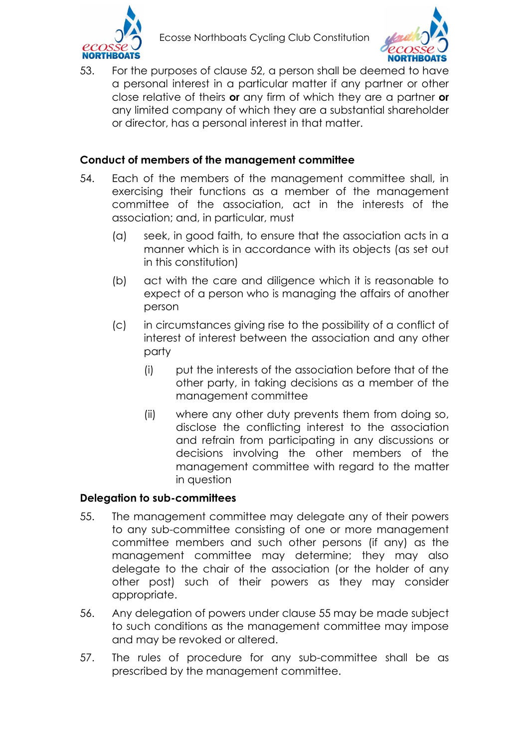53. For the purposes of clause 52, a person shall be deemed to have a personal interest in a particular matter if any partner or other close relative of theirs **or** any firm of which they are a partner **or** any limited company of which they are a substantial shareholder or director, has a personal interest in that matter.

### Conduct of members of the management committee

54. Each of the members of the management committee shall, in exercising their functions as a member of the management committee of the association, act in the interests of the association; and, in particular, must

    (a) seek, in good faith, to ensure that the association acts in a manner which is in accordance with its objects (as set out in this constitution)

    (b) act with the care and diligence which it is reasonable to expect of a person who is managing the affairs of another person

    (c) in circumstances giving rise to the possibility of a conflict of interest of interest between the association and any other party

        (i) put the interests of the association before that of the other party, in taking decisions as a member of the management committee

        (ii) where any other duty prevents them from doing so, disclose the conflicting interest to the association and refrain from participating in any discussions or decisions involving the other members of the management committee with regard to the matter in question

### Delegation to sub-committees

55. The management committee may delegate any of their powers to any sub-committee consisting of one or more management committee members and such other persons (if any) as the management committee may determine; they may also delegate to the chair of the association (or the holder of any other post) such of their powers as they may consider appropriate.

56. Any delegation of powers under clause 55 may be made subject to such conditions as the management committee may impose and may be revoked or altered.

57. The rules of procedure for any sub-committee shall be as prescribed by the management committee.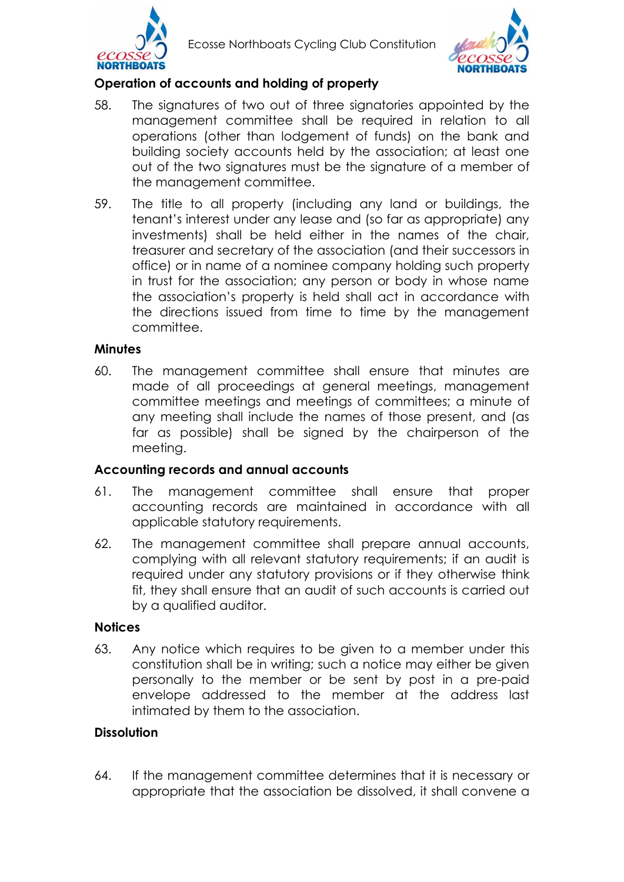### Operation of accounts and holding of property

58. The signatures of two out of three signatories appointed by the management committee shall be required in relation to all operations (other than lodgement of funds) on the bank and building society accounts held by the association; at least one out of the two signatures must be the signature of a member of the management committee.

59. The title to all property (including any land or buildings, the tenant's interest under any lease and (so far as appropriate) any investments) shall be held either in the names of the chair, treasurer and secretary of the association (and their successors in office) or in name of a nominee company holding such property in trust for the association; any person or body in whose name the association's property is held shall act in accordance with the directions issued from time to time by the management committee.

### Minutes

60. The management committee shall ensure that minutes are made of all proceedings at general meetings, management committee meetings and meetings of committees; a minute of any meeting shall include the names of those present, and (as far as possible) shall be signed by the chairperson of the meeting.

### Accounting records and annual accounts

61. The management committee shall ensure that proper accounting records are maintained in accordance with all applicable statutory requirements.

62. The management committee shall prepare annual accounts, complying with all relevant statutory requirements; if an audit is required under any statutory provisions or if they otherwise think fit, they shall ensure that an audit of such accounts is carried out by a qualified auditor.

### Notices

63. Any notice which requires to be given to a member under this constitution shall be in writing; such a notice may either be given personally to the member or be sent by post in a pre-paid envelope addressed to the member at the address last intimated by them to the association.

### Dissolution

64. If the management committee determines that it is necessary or appropriate that the association be dissolved, it shall convene a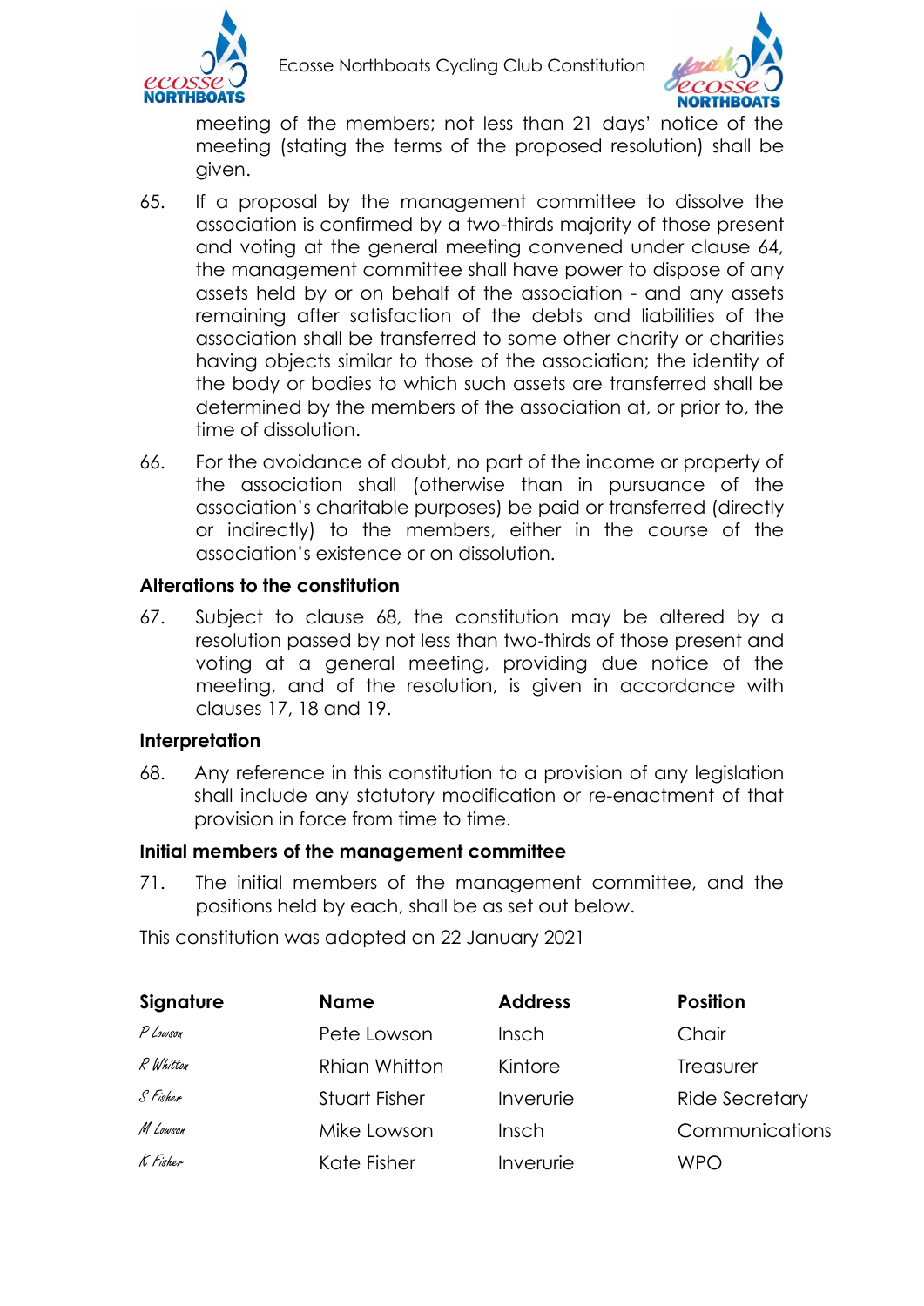meeting of the members; not less than 21 days' notice of the meeting (stating the terms of the proposed resolution) shall be given.

65. If a proposal by the management committee to dissolve the association is confirmed by a two-thirds majority of those present and voting at the general meeting convened under clause 64, the management committee shall have power to dispose of any assets held by or on behalf of the association - and any assets remaining after satisfaction of the debts and liabilities of the association shall be transferred to some other charity or charities having objects similar to those of the association; the identity of the body or bodies to which such assets are transferred shall be determined by the members of the association at, or prior to, the time of dissolution.

66. For the avoidance of doubt, no part of the income or property of the association shall (otherwise than in pursuance of the association's charitable purposes) be paid or transferred (directly or indirectly) to the members, either in the course of the association's existence or on dissolution.

### Alterations to the constitution

67. Subject to clause 68, the constitution may be altered by a resolution passed by not less than two-thirds of those present and voting at a general meeting, providing due notice of the meeting, and of the resolution, is given in accordance with clauses 17, 18 and 19.

### Interpretation

68. Any reference in this constitution to a provision of any legislation shall include any statutory modification or re-enactment of that provision in force from time to time.

### Initial members of the management committee

71. The initial members of the management committee, and the positions held by each, shall be as set out below.

This constitution was adopted on 22 January 2021

| Signature | Name | Address | Position |
|---|---|---|---|
| P Lowson | Pete Lowson | Insch | Chair |
| R Whitton | Rhian Whitton | Kintore | Treasurer |
| S Fisher | Stuart Fisher | Inverurie | Ride Secretary |
| M Lowson | Mike Lowson | Insch | Communications |
| K Fisher | Kate Fisher | Inverurie | WPO |